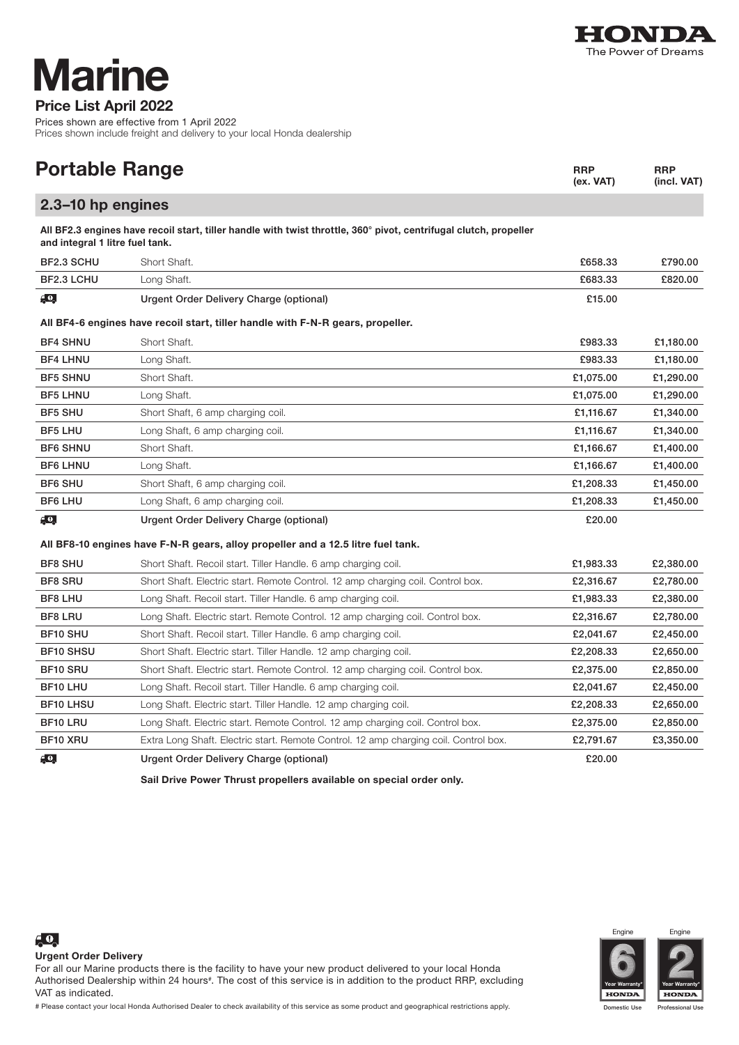# Marine

**Price List April 2022**

Prices shown are effective from 1 April 2022
Prices shown include freight and delivery to your local Honda dealership

## Portable Range

### 2.3–10 hp engines

**All BF2.3 engines have recoil start, tiller handle with twist throttle, 360° pivot, centrifugal clutch, propeller and integral 1 litre fuel tank.**

| Model | Description | RRP (ex. VAT) | RRP (incl. VAT) |
|---|---|---|---|
| BF2.3 SCHU | Short Shaft. | £658.33 | £790.00 |
| BF2.3 LCHU | Long Shaft. | £683.33 | £820.00 |
| | **Urgent Order Delivery Charge (optional)** | £15.00 | |

**All BF4-6 engines have recoil start, tiller handle with F-N-R gears, propeller.**

| Model | Description | RRP (ex. VAT) | RRP (incl. VAT) |
|---|---|---|---|
| BF4 SHNU | Short Shaft. | £983.33 | £1,180.00 |
| BF4 LHNU | Long Shaft. | £983.33 | £1,180.00 |
| BF5 SHNU | Short Shaft. | £1,075.00 | £1,290.00 |
| BF5 LHNU | Long Shaft. | £1,075.00 | £1,290.00 |
| BF5 SHU | Short Shaft, 6 amp charging coil. | £1,116.67 | £1,340.00 |
| BF5 LHU | Long Shaft, 6 amp charging coil. | £1,116.67 | £1,340.00 |
| BF6 SHNU | Short Shaft. | £1,166.67 | £1,400.00 |
| BF6 LHNU | Long Shaft. | £1,166.67 | £1,400.00 |
| BF6 SHU | Short Shaft, 6 amp charging coil. | £1,208.33 | £1,450.00 |
| BF6 LHU | Long Shaft, 6 amp charging coil. | £1,208.33 | £1,450.00 |
| | **Urgent Order Delivery Charge (optional)** | £20.00 | |

**All BF8-10 engines have F-N-R gears, alloy propeller and a 12.5 litre fuel tank.**

| Model | Description | RRP (ex. VAT) | RRP (incl. VAT) |
|---|---|---|---|
| BF8 SHU | Short Shaft. Recoil start. Tiller Handle. 6 amp charging coil. | £1,983.33 | £2,380.00 |
| BF8 SRU | Short Shaft. Electric start. Remote Control. 12 amp charging coil. Control box. | £2,316.67 | £2,780.00 |
| BF8 LHU | Long Shaft. Recoil start. Tiller Handle. 6 amp charging coil. | £1,983.33 | £2,380.00 |
| BF8 LRU | Long Shaft. Electric start. Remote Control. 12 amp charging coil. Control box. | £2,316.67 | £2,780.00 |
| BF10 SHU | Short Shaft. Recoil start. Tiller Handle. 6 amp charging coil. | £2,041.67 | £2,450.00 |
| BF10 SHSU | Short Shaft. Electric start. Tiller Handle. 12 amp charging coil. | £2,208.33 | £2,650.00 |
| BF10 SRU | Short Shaft. Electric start. Remote Control. 12 amp charging coil. Control box. | £2,375.00 | £2,850.00 |
| BF10 LHU | Long Shaft. Recoil start. Tiller Handle. 6 amp charging coil. | £2,041.67 | £2,450.00 |
| BF10 LHSU | Long Shaft. Electric start. Tiller Handle. 12 amp charging coil. | £2,208.33 | £2,650.00 |
| BF10 LRU | Long Shaft. Electric start. Remote Control. 12 amp charging coil. Control box. | £2,375.00 | £2,850.00 |
| BF10 XRU | Extra Long Shaft. Electric start. Remote Control. 12 amp charging coil. Control box. | £2,791.67 | £3,350.00 |
| | **Urgent Order Delivery Charge (optional)** | £20.00 | |

**Sail Drive Power Thrust propellers available on special order only.**

**Urgent Order Delivery**

For all our Marine products there is the facility to have your new product delivered to your local Honda Authorised Dealership within 24 hours#. The cost of this service is in addition to the product RRP, excluding VAT as indicated.

# Please contact your local Honda Authorised Dealer to check availability of this service as some product and geographical restrictions apply.

Engine 6 Year Warranty* – Domestic Use
Engine 2 Year Warranty* – Professional Use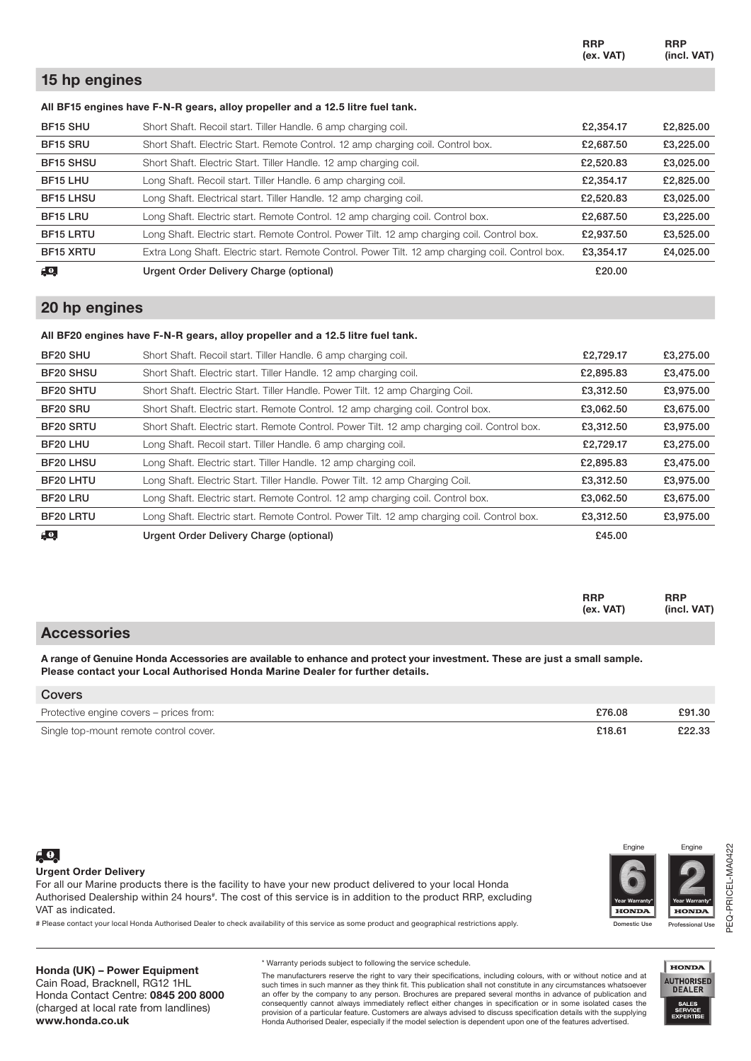## 15 hp engines

**All BF15 engines have F-N-R gears, alloy propeller and a 12.5 litre fuel tank.**

| | | RRP (ex. VAT) | RRP (incl. VAT) |
|---|---|---|---|
| BF15 SHU | Short Shaft. Recoil start. Tiller Handle. 6 amp charging coil. | £2,354.17 | £2,825.00 |
| BF15 SRU | Short Shaft. Electric Start. Remote Control. 12 amp charging coil. Control box. | £2,687.50 | £3,225.00 |
| BF15 SHSU | Short Shaft. Electric Start. Tiller Handle. 12 amp charging coil. | £2,520.83 | £3,025.00 |
| BF15 LHU | Long Shaft. Recoil start. Tiller Handle. 6 amp charging coil. | £2,354.17 | £2,825.00 |
| BF15 LHSU | Long Shaft. Electrical start. Tiller Handle. 12 amp charging coil. | £2,520.83 | £3,025.00 |
| BF15 LRU | Long Shaft. Electric start. Remote Control. 12 amp charging coil. Control box. | £2,687.50 | £3,225.00 |
| BF15 LRTU | Long Shaft. Electric start. Remote Control. Power Tilt. 12 amp charging coil. Control box. | £2,937.50 | £3,525.00 |
| BF15 XRTU | Extra Long Shaft. Electric start. Remote Control. Power Tilt. 12 amp charging coil. Control box. | £3,354.17 | £4,025.00 |
| | Urgent Order Delivery Charge (optional) | £20.00 | |

## 20 hp engines

**All BF20 engines have F-N-R gears, alloy propeller and a 12.5 litre fuel tank.**

| | | RRP (ex. VAT) | RRP (incl. VAT) |
|---|---|---|---|
| BF20 SHU | Short Shaft. Recoil start. Tiller Handle. 6 amp charging coil. | £2,729.17 | £3,275.00 |
| BF20 SHSU | Short Shaft. Electric start. Tiller Handle. 12 amp charging coil. | £2,895.83 | £3,475.00 |
| BF20 SHTU | Short Shaft. Electric Start. Tiller Handle. Power Tilt. 12 amp Charging Coil. | £3,312.50 | £3,975.00 |
| BF20 SRU | Short Shaft. Electric start. Remote Control. 12 amp charging coil. Control box. | £3,062.50 | £3,675.00 |
| BF20 SRTU | Short Shaft. Electric start. Remote Control. Power Tilt. 12 amp charging coil. Control box. | £3,312.50 | £3,975.00 |
| BF20 LHU | Long Shaft. Recoil start. Tiller Handle. 6 amp charging coil. | £2,729.17 | £3,275.00 |
| BF20 LHSU | Long Shaft. Electric start. Tiller Handle. 12 amp charging coil. | £2,895.83 | £3,475.00 |
| BF20 LHTU | Long Shaft. Electric Start. Tiller Handle. Power Tilt. 12 amp Charging Coil. | £3,312.50 | £3,975.00 |
| BF20 LRU | Long Shaft. Electric start. Remote Control. 12 amp charging coil. Control box. | £3,062.50 | £3,675.00 |
| BF20 LRTU | Long Shaft. Electric start. Remote Control. Power Tilt. 12 amp charging coil. Control box. | £3,312.50 | £3,975.00 |
| | Urgent Order Delivery Charge (optional) | £45.00 | |

## Accessories

**A range of Genuine Honda Accessories are available to enhance and protect your investment. These are just a small sample. Please contact your Local Authorised Honda Marine Dealer for further details.**

| Covers | RRP (ex. VAT) | RRP (incl. VAT) |
|---|---|---|
| Protective engine covers – prices from: | £76.08 | £91.30 |
| Single top-mount remote control cover. | £18.61 | £22.33 |

**Urgent Order Delivery**

For all our Marine products there is the facility to have your new product delivered to your local Honda Authorised Dealership within 24 hours#. The cost of this service is in addition to the product RRP, excluding VAT as indicated.

# Please contact your local Honda Authorised Dealer to check availability of this service as some product and geographical restrictions apply.

Engine 6 Year Warranty* HONDA Domestic Use

Engine 2 Year Warranty* HONDA Professional Use

PEQ-PRICEL-MA0422

**Honda (UK) – Power Equipment**
Cain Road, Bracknell, RG12 1HL
Honda Contact Centre: **0845 200 8000**
(charged at local rate from landlines)
**www.honda.co.uk**

\* Warranty periods subject to following the service schedule.

The manufacturers reserve the right to vary their specifications, including colours, with or without notice and at such times in such manner as they think fit. This publication shall not constitute in any circumstances whatsoever an offer by the company to any person. Brochures are prepared several months in advance of publication and consequently cannot always immediately reflect either changes in specification or in some isolated cases the provision of a particular feature. Customers are always advised to discuss specification details with the supplying Honda Authorised Dealer, especially if the model selection is dependent upon one of the features advertised.

HONDA AUTHORISED DEALER SALES SERVICE EXPERTISE